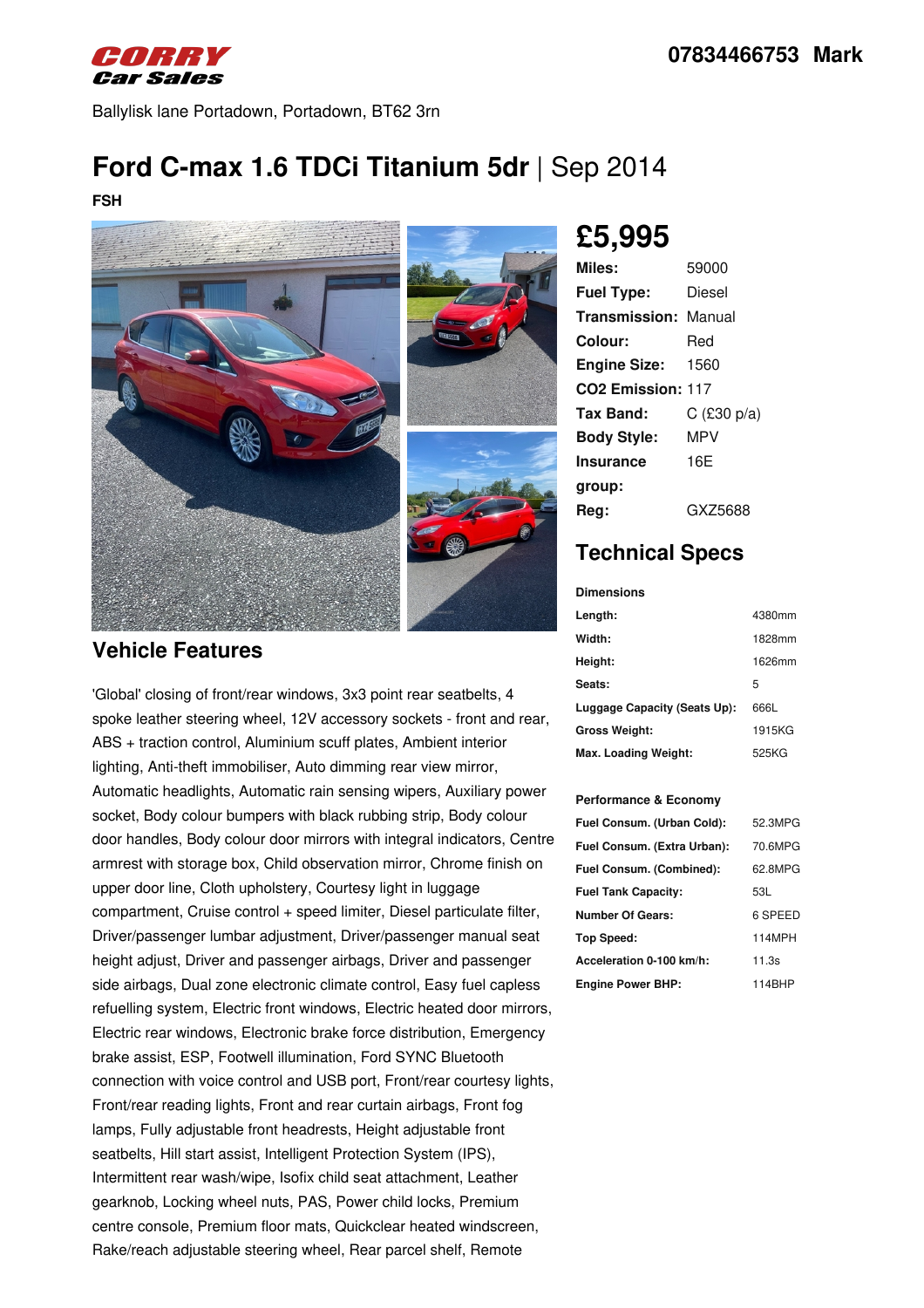CORRY Car Sales

07834466753 Mark

Ballylisk lane Portadown, Portadown, BT62 3rn

# Ford C-max 1.6 TDCi Titanium 5dr | Sep 2014

**FSH**

## £5,995

| | |
|---|---|
| **Miles:** | 59000 |
| **Fuel Type:** | Diesel |
| **Transmission:** | Manual |
| **Colour:** | Red |
| **Engine Size:** | 1560 |
| **CO2 Emission:** | 117 |
| **Tax Band:** | C (£30 p/a) |
| **Body Style:** | MPV |
| **Insurance group:** | 16E |
| **Reg:** | GXZ5688 |

## Technical Specs

**Dimensions**

| | |
|---|---|
| **Length:** | 4380mm |
| **Width:** | 1828mm |
| **Height:** | 1626mm |
| **Seats:** | 5 |
| **Luggage Capacity (Seats Up):** | 666L |
| **Gross Weight:** | 1915KG |
| **Max. Loading Weight:** | 525KG |

**Performance & Economy**

| | |
|---|---|
| **Fuel Consum. (Urban Cold):** | 52.3MPG |
| **Fuel Consum. (Extra Urban):** | 70.6MPG |
| **Fuel Consum. (Combined):** | 62.8MPG |
| **Fuel Tank Capacity:** | 53L |
| **Number Of Gears:** | 6 SPEED |
| **Top Speed:** | 114MPH |
| **Acceleration 0-100 km/h:** | 11.3s |
| **Engine Power BHP:** | 114BHP |

## Vehicle Features

'Global' closing of front/rear windows, 3x3 point rear seatbelts, 4 spoke leather steering wheel, 12V accessory sockets - front and rear, ABS + traction control, Aluminium scuff plates, Ambient interior lighting, Anti-theft immobiliser, Auto dimming rear view mirror, Automatic headlights, Automatic rain sensing wipers, Auxiliary power socket, Body colour bumpers with black rubbing strip, Body colour door handles, Body colour door mirrors with integral indicators, Centre armrest with storage box, Child observation mirror, Chrome finish on upper door line, Cloth upholstery, Courtesy light in luggage compartment, Cruise control + speed limiter, Diesel particulate filter, Driver/passenger lumbar adjustment, Driver/passenger manual seat height adjust, Driver and passenger airbags, Driver and passenger side airbags, Dual zone electronic climate control, Easy fuel capless refuelling system, Electric front windows, Electric heated door mirrors, Electric rear windows, Electronic brake force distribution, Emergency brake assist, ESP, Footwell illumination, Ford SYNC Bluetooth connection with voice control and USB port, Front/rear courtesy lights, Front/rear reading lights, Front and rear curtain airbags, Front fog lamps, Fully adjustable front headrests, Height adjustable front seatbelts, Hill start assist, Intelligent Protection System (IPS), Intermittent rear wash/wipe, Isofix child seat attachment, Leather gearknob, Locking wheel nuts, PAS, Power child locks, Premium centre console, Premium floor mats, Quickclear heated windscreen, Rake/reach adjustable steering wheel, Rear parcel shelf, Remote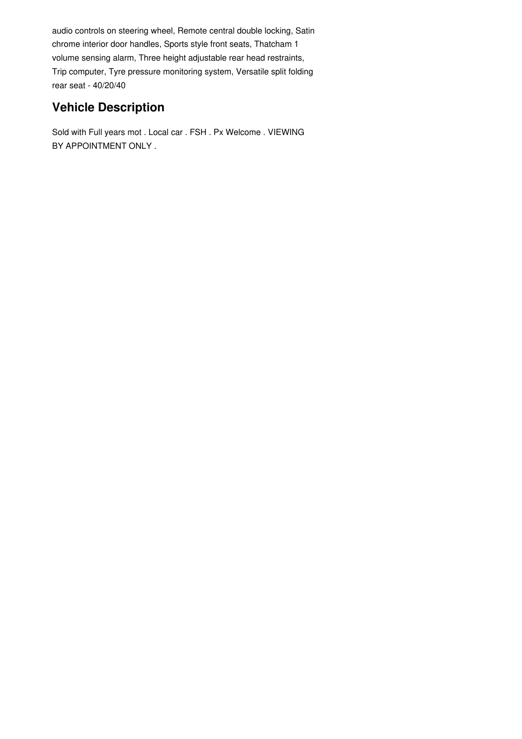audio controls on steering wheel, Remote central double locking, Satin chrome interior door handles, Sports style front seats, Thatcham 1 volume sensing alarm, Three height adjustable rear head restraints, Trip computer, Tyre pressure monitoring system, Versatile split folding rear seat - 40/20/40

## Vehicle Description

Sold with Full years mot . Local car . FSH . Px Welcome . VIEWING BY APPOINTMENT ONLY .